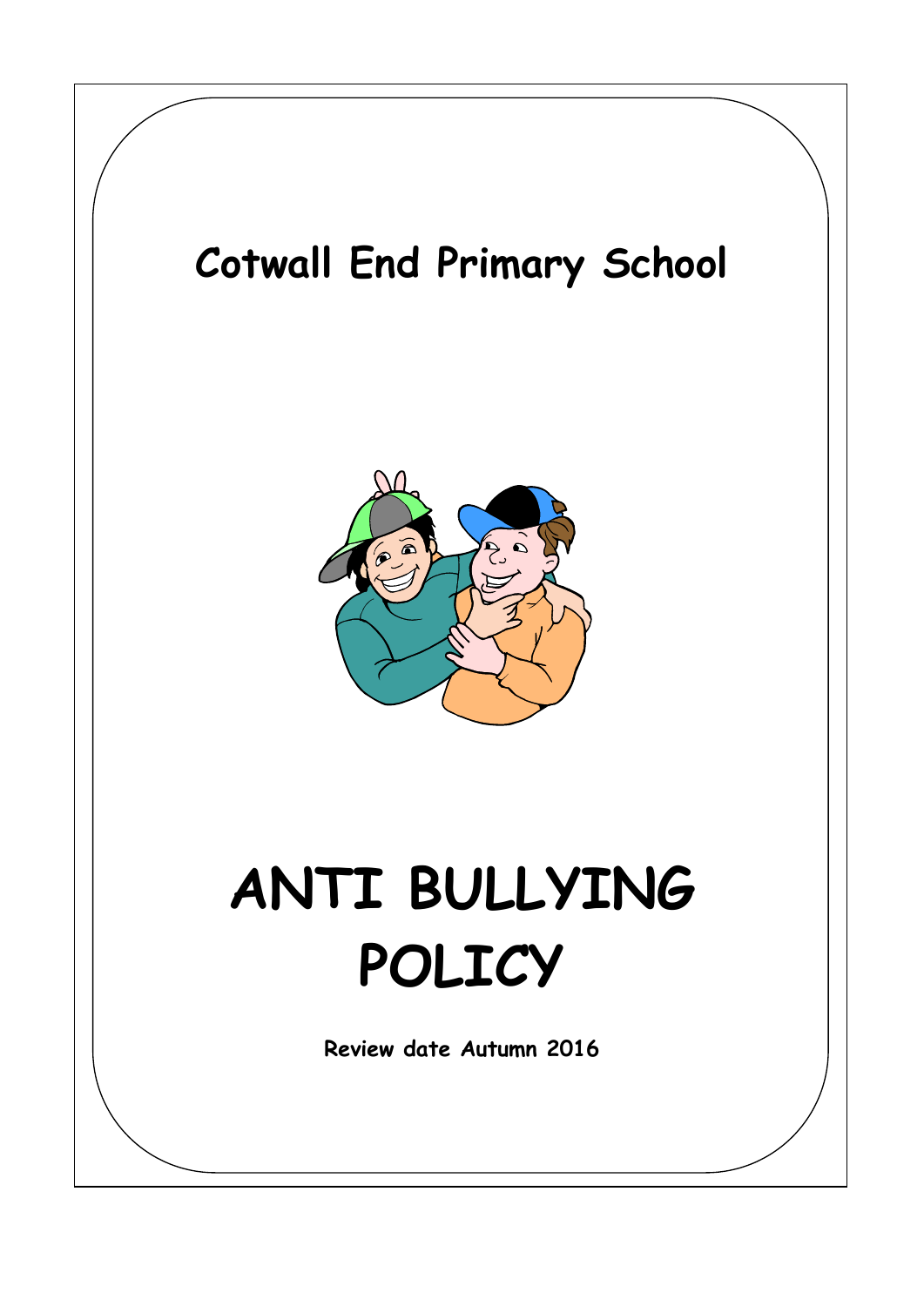# Cotwall End Primary School

# ANTI BULLYING POLICY

**Review date Autumn 2016**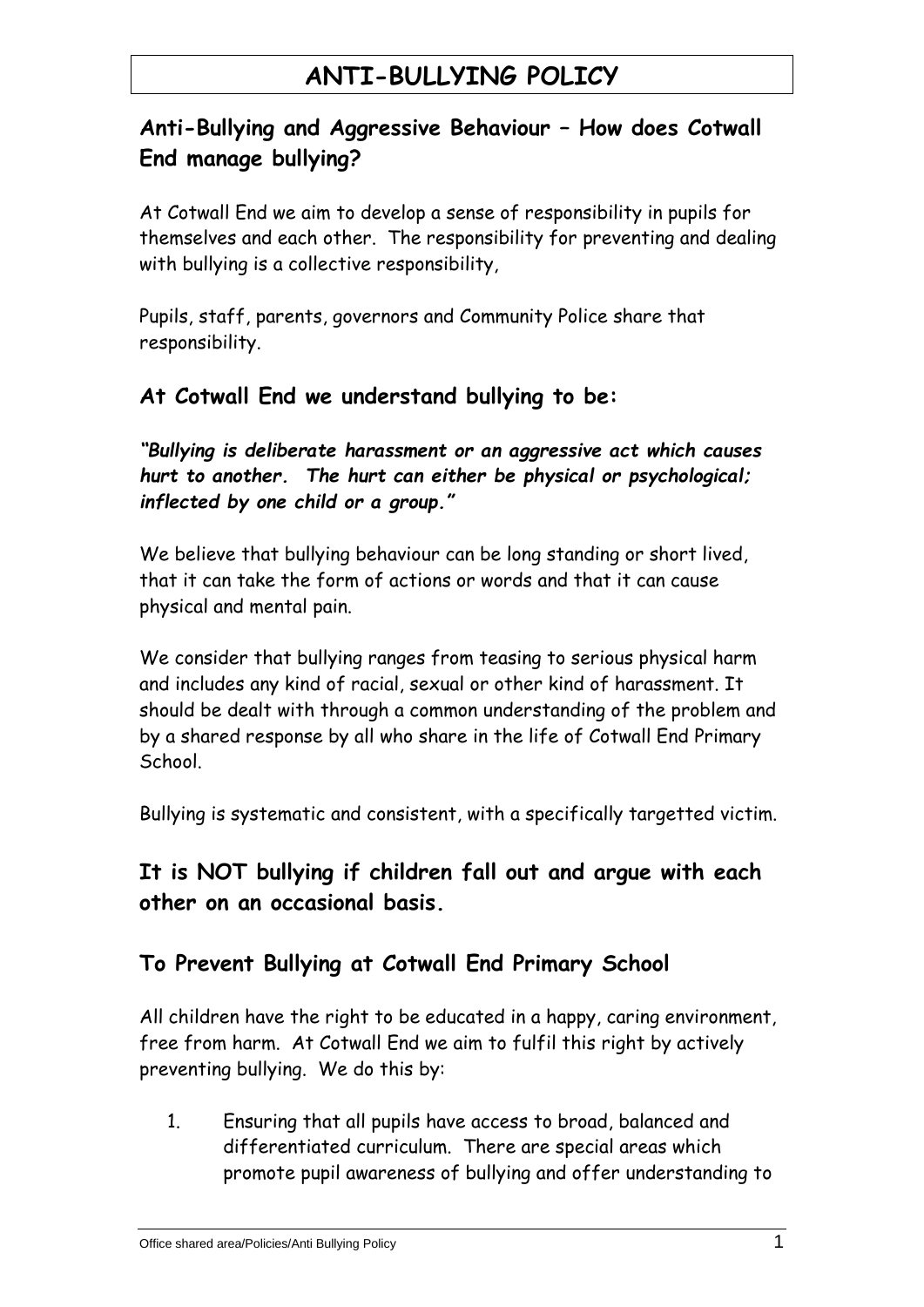# ANTI-BULLYING POLICY

## Anti-Bullying and Aggressive Behaviour – How does Cotwall End manage bullying?

At Cotwall End we aim to develop a sense of responsibility in pupils for themselves and each other. The responsibility for preventing and dealing with bullying is a collective responsibility,

Pupils, staff, parents, governors and Community Police share that responsibility.

## At Cotwall End we understand bullying to be:

***"Bullying is deliberate harassment or an aggressive act which causes hurt to another. The hurt can either be physical or psychological; inflected by one child or a group."***

We believe that bullying behaviour can be long standing or short lived, that it can take the form of actions or words and that it can cause physical and mental pain.

We consider that bullying ranges from teasing to serious physical harm and includes any kind of racial, sexual or other kind of harassment. It should be dealt with through a common understanding of the problem and by a shared response by all who share in the life of Cotwall End Primary School.

Bullying is systematic and consistent, with a specifically targetted victim.

## It is NOT bullying if children fall out and argue with each other on an occasional basis.

## To Prevent Bullying at Cotwall End Primary School

All children have the right to be educated in a happy, caring environment, free from harm. At Cotwall End we aim to fulfil this right by actively preventing bullying. We do this by:

1. Ensuring that all pupils have access to broad, balanced and differentiated curriculum. There are special areas which promote pupil awareness of bullying and offer understanding to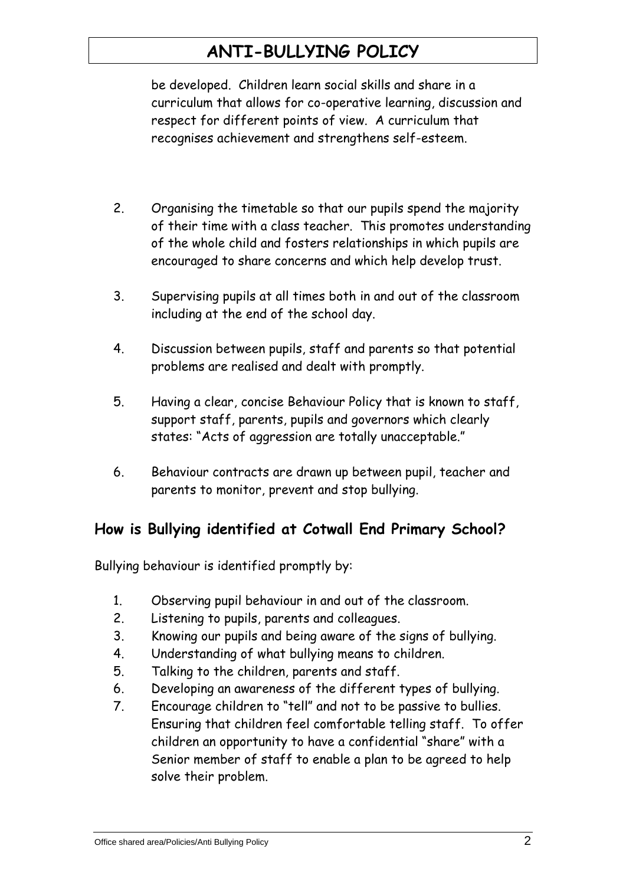be developed. Children learn social skills and share in a curriculum that allows for co-operative learning, discussion and respect for different points of view. A curriculum that recognises achievement and strengthens self-esteem.

2. Organising the timetable so that our pupils spend the majority of their time with a class teacher. This promotes understanding of the whole child and fosters relationships in which pupils are encouraged to share concerns and which help develop trust.

3. Supervising pupils at all times both in and out of the classroom including at the end of the school day.

4. Discussion between pupils, staff and parents so that potential problems are realised and dealt with promptly.

5. Having a clear, concise Behaviour Policy that is known to staff, support staff, parents, pupils and governors which clearly states: "Acts of aggression are totally unacceptable."

6. Behaviour contracts are drawn up between pupil, teacher and parents to monitor, prevent and stop bullying.

## How is Bullying identified at Cotwall End Primary School?

Bullying behaviour is identified promptly by:

1. Observing pupil behaviour in and out of the classroom.
2. Listening to pupils, parents and colleagues.
3. Knowing our pupils and being aware of the signs of bullying.
4. Understanding of what bullying means to children.
5. Talking to the children, parents and staff.
6. Developing an awareness of the different types of bullying.
7. Encourage children to "tell" and not to be passive to bullies. Ensuring that children feel comfortable telling staff. To offer children an opportunity to have a confidential "share" with a Senior member of staff to enable a plan to be agreed to help solve their problem.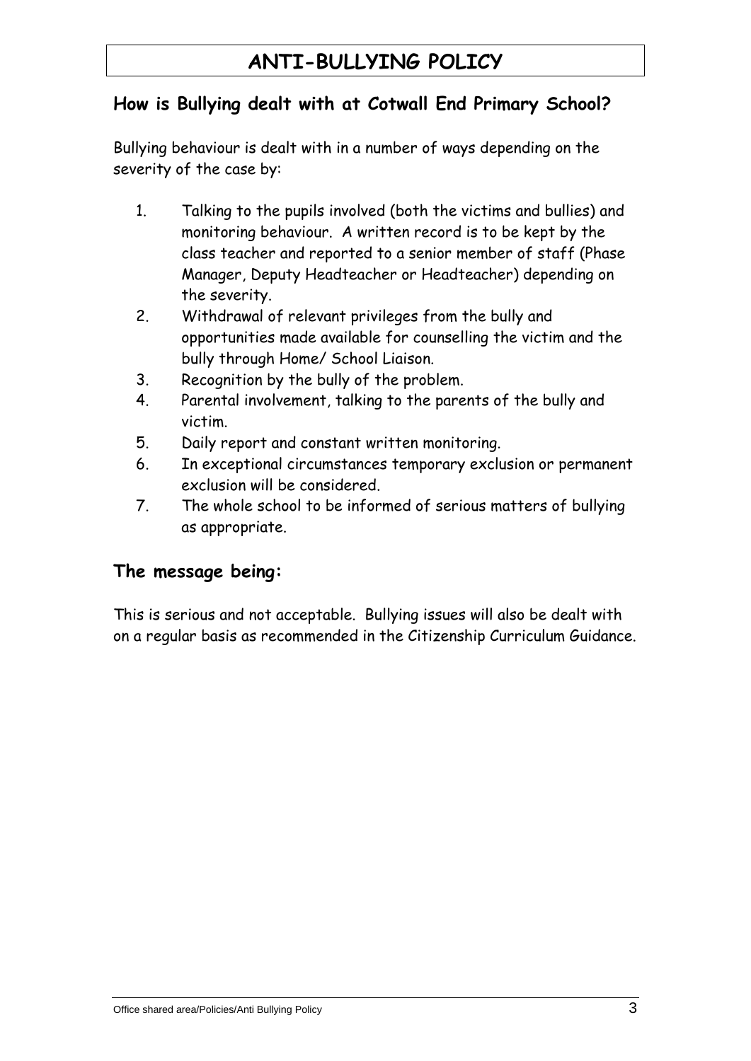# ANTI-BULLYING POLICY

## How is Bullying dealt with at Cotwall End Primary School?

Bullying behaviour is dealt with in a number of ways depending on the severity of the case by:

1. Talking to the pupils involved (both the victims and bullies) and monitoring behaviour. A written record is to be kept by the class teacher and reported to a senior member of staff (Phase Manager, Deputy Headteacher or Headteacher) depending on the severity.
2. Withdrawal of relevant privileges from the bully and opportunities made available for counselling the victim and the bully through Home/ School Liaison.
3. Recognition by the bully of the problem.
4. Parental involvement, talking to the parents of the bully and victim.
5. Daily report and constant written monitoring.
6. In exceptional circumstances temporary exclusion or permanent exclusion will be considered.
7. The whole school to be informed of serious matters of bullying as appropriate.

## The message being:

This is serious and not acceptable. Bullying issues will also be dealt with on a regular basis as recommended in the Citizenship Curriculum Guidance.